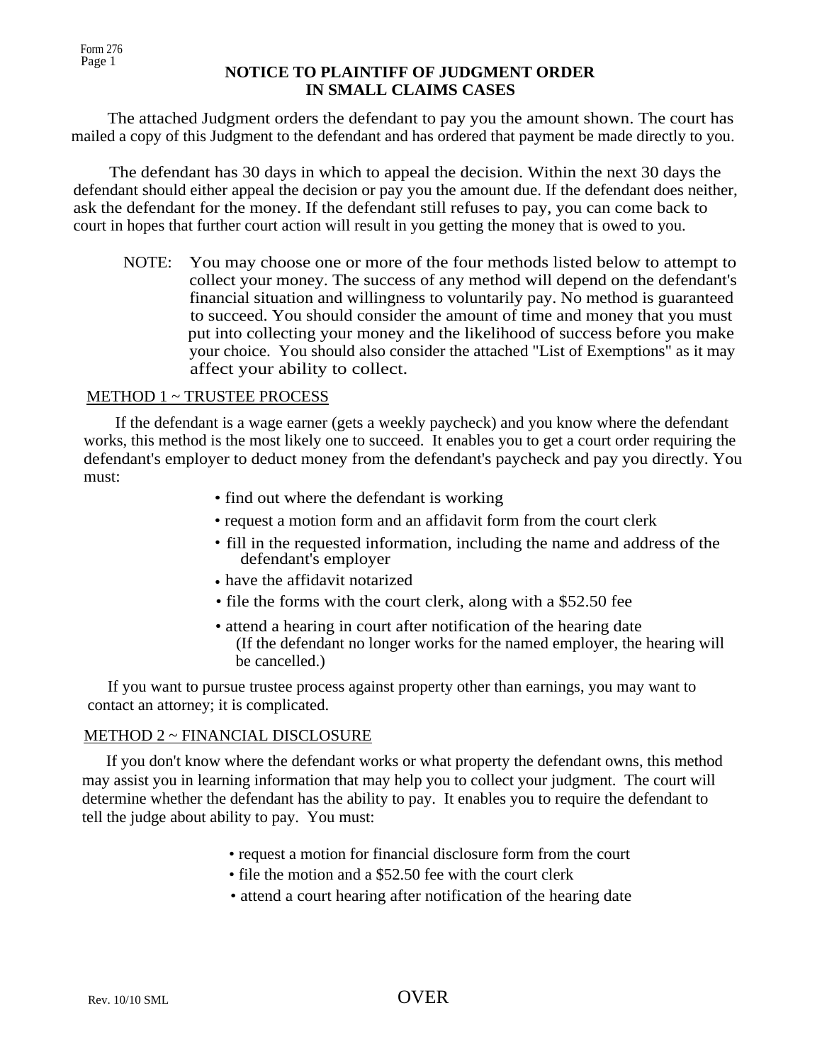Form 276
Page 1

# NOTICE TO PLAINTIFF OF JUDGMENT ORDER IN SMALL CLAIMS CASES

The attached Judgment orders the defendant to pay you the amount shown. The court has mailed a copy of this Judgment to the defendant and has ordered that payment be made directly to you.

The defendant has 30 days in which to appeal the decision. Within the next 30 days the defendant should either appeal the decision or pay you the amount due. If the defendant does neither, ask the defendant for the money. If the defendant still refuses to pay, you can come back to court in hopes that further court action will result in you getting the money that is owed to you.

NOTE: You may choose one or more of the four methods listed below to attempt to collect your money. The success of any method will depend on the defendant's financial situation and willingness to voluntarily pay. No method is guaranteed to succeed. You should consider the amount of time and money that you must put into collecting your money and the likelihood of success before you make your choice. You should also consider the attached "List of Exemptions" as it may affect your ability to collect.

## METHOD 1 ~ TRUSTEE PROCESS

If the defendant is a wage earner (gets a weekly paycheck) and you know where the defendant works, this method is the most likely one to succeed. It enables you to get a court order requiring the defendant's employer to deduct money from the defendant's paycheck and pay you directly. You must:

- find out where the defendant is working
- request a motion form and an affidavit form from the court clerk
- fill in the requested information, including the name and address of the defendant's employer
- have the affidavit notarized
- file the forms with the court clerk, along with a $52.50 fee
- attend a hearing in court after notification of the hearing date (If the defendant no longer works for the named employer, the hearing will be cancelled.)

If you want to pursue trustee process against property other than earnings, you may want to contact an attorney; it is complicated.

## METHOD 2 ~ FINANCIAL DISCLOSURE

If you don't know where the defendant works or what property the defendant owns, this method may assist you in learning information that may help you to collect your judgment. The court will determine whether the defendant has the ability to pay. It enables you to require the defendant to tell the judge about ability to pay. You must:

- request a motion for financial disclosure form from the court
- file the motion and a $52.50 fee with the court clerk
- attend a court hearing after notification of the hearing date

Rev. 10/10 SML

OVER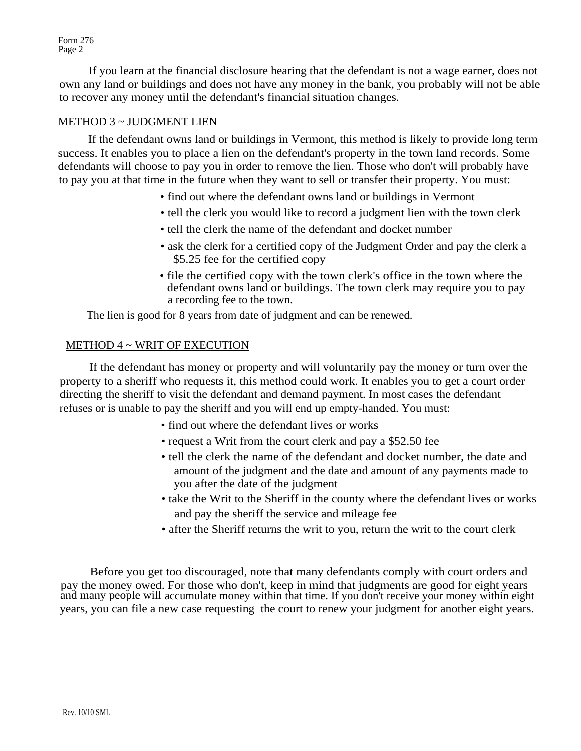If you learn at the financial disclosure hearing that the defendant is not a wage earner, does not own any land or buildings and does not have any money in the bank, you probably will not be able to recover any money until the defendant's financial situation changes.

METHOD 3 ~ JUDGMENT LIEN

If the defendant owns land or buildings in Vermont, this method is likely to provide long term success. It enables you to place a lien on the defendant's property in the town land records. Some defendants will choose to pay you in order to remove the lien. Those who don't will probably have to pay you at that time in the future when they want to sell or transfer their property. You must:

- find out where the defendant owns land or buildings in Vermont
- tell the clerk you would like to record a judgment lien with the town clerk
- tell the clerk the name of the defendant and docket number
- ask the clerk for a certified copy of the Judgment Order and pay the clerk a $5.25 fee for the certified copy
- file the certified copy with the town clerk's office in the town where the defendant owns land or buildings. The town clerk may require you to pay a recording fee to the town.

The lien is good for 8 years from date of judgment and can be renewed.

METHOD 4 ~ WRIT OF EXECUTION

If the defendant has money or property and will voluntarily pay the money or turn over the property to a sheriff who requests it, this method could work. It enables you to get a court order directing the sheriff to visit the defendant and demand payment. In most cases the defendant refuses or is unable to pay the sheriff and you will end up empty-handed. You must:

- find out where the defendant lives or works
- request a Writ from the court clerk and pay a $52.50 fee
- tell the clerk the name of the defendant and docket number, the date and amount of the judgment and the date and amount of any payments made to you after the date of the judgment
- take the Writ to the Sheriff in the county where the defendant lives or works and pay the sheriff the service and mileage fee
- after the Sheriff returns the writ to you, return the writ to the court clerk

Before you get too discouraged, note that many defendants comply with court orders and pay the money owed. For those who don't, keep in mind that judgments are good for eight years and many people will accumulate money within that time. If you don't receive your money within eight years, you can file a new case requesting the court to renew your judgment for another eight years.

Rev. 10/10 SML